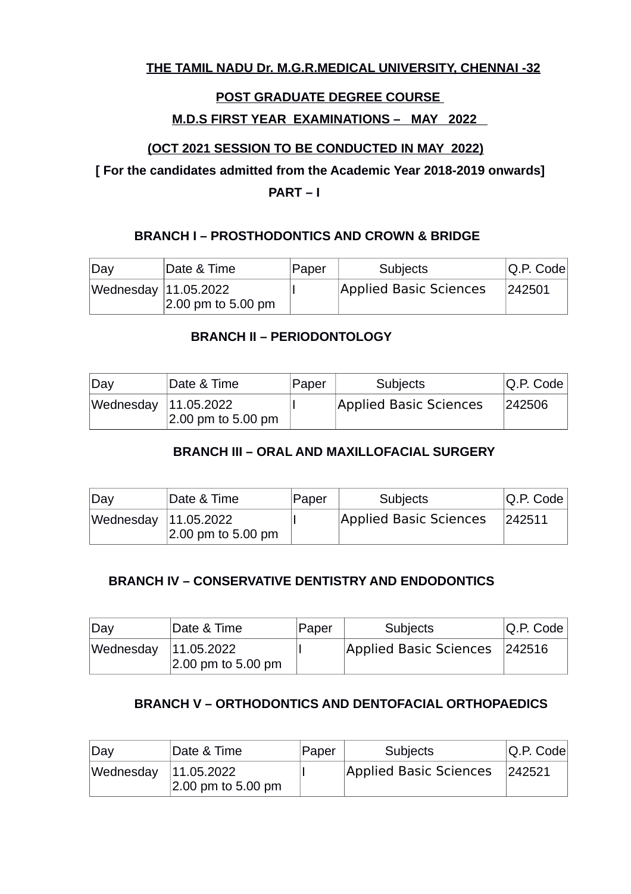**THE TAMIL NADU Dr. M.G.R.MEDICAL UNIVERSITY, CHENNAI -32**

**POST GRADUATE DEGREE COURSE**

**M.D.S FIRST YEAR EXAMINATIONS – MAY 2022**

**(OCT 2021 SESSION TO BE CONDUCTED IN MAY 2022)**

**[ For the candidates admitted from the Academic Year 2018-2019 onwards]**

**PART – I**

**BRANCH I – PROSTHODONTICS AND CROWN & BRIDGE**

| Day | Date & Time | Paper | Subjects | Q.P. Code |
|---|---|---|---|---|
| Wednesday | 11.05.2022<br>2.00 pm to 5.00 pm | I | Applied Basic Sciences | 242501 |

**BRANCH II – PERIODONTOLOGY**

| Day | Date & Time | Paper | Subjects | Q.P. Code |
|---|---|---|---|---|
| Wednesday | 11.05.2022<br>2.00 pm to 5.00 pm | I | Applied Basic Sciences | 242506 |

**BRANCH III – ORAL AND MAXILLOFACIAL SURGERY**

| Day | Date & Time | Paper | Subjects | Q.P. Code |
|---|---|---|---|---|
| Wednesday | 11.05.2022<br>2.00 pm to 5.00 pm | I | Applied Basic Sciences | 242511 |

**BRANCH IV – CONSERVATIVE DENTISTRY AND ENDODONTICS**

| Day | Date & Time | Paper | Subjects | Q.P. Code |
|---|---|---|---|---|
| Wednesday | 11.05.2022<br>2.00 pm to 5.00 pm | I | Applied Basic Sciences | 242516 |

**BRANCH V – ORTHODONTICS AND DENTOFACIAL ORTHOPAEDICS**

| Day | Date & Time | Paper | Subjects | Q.P. Code |
|---|---|---|---|---|
| Wednesday | 11.05.2022<br>2.00 pm to 5.00 pm | I | Applied Basic Sciences | 242521 |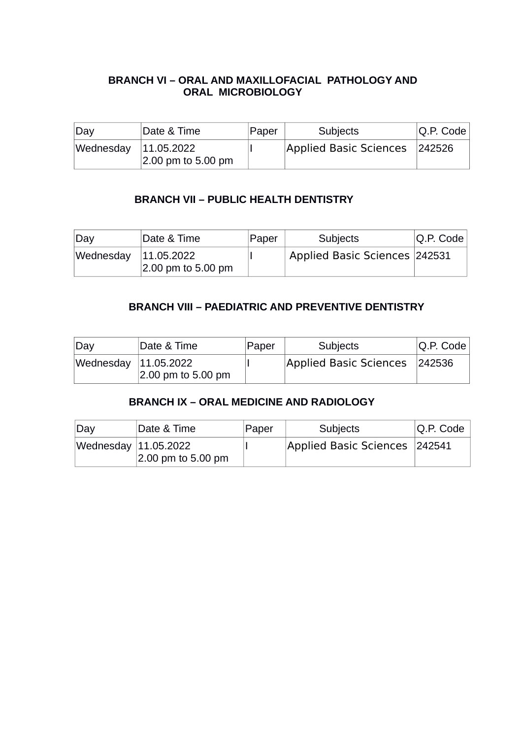## BRANCH VI – ORAL AND MAXILLOFACIAL PATHOLOGY AND ORAL MICROBIOLOGY

| Day | Date & Time | Paper | Subjects | Q.P. Code |
|---|---|---|---|---|
| Wednesday | 11.05.2022<br>2.00 pm to 5.00 pm | I | Applied Basic Sciences | 242526 |

## BRANCH VII – PUBLIC HEALTH DENTISTRY

| Day | Date & Time | Paper | Subjects | Q.P. Code |
|---|---|---|---|---|
| Wednesday | 11.05.2022<br>2.00 pm to 5.00 pm | I | Applied Basic Sciences | 242531 |

## BRANCH VIII – PAEDIATRIC AND PREVENTIVE DENTISTRY

| Day | Date & Time | Paper | Subjects | Q.P. Code |
|---|---|---|---|---|
| Wednesday | 11.05.2022<br>2.00 pm to 5.00 pm | I | Applied Basic Sciences | 242536 |

## BRANCH IX – ORAL MEDICINE AND RADIOLOGY

| Day | Date & Time | Paper | Subjects | Q.P. Code |
|---|---|---|---|---|
| Wednesday | 11.05.2022<br>2.00 pm to 5.00 pm | I | Applied Basic Sciences | 242541 |